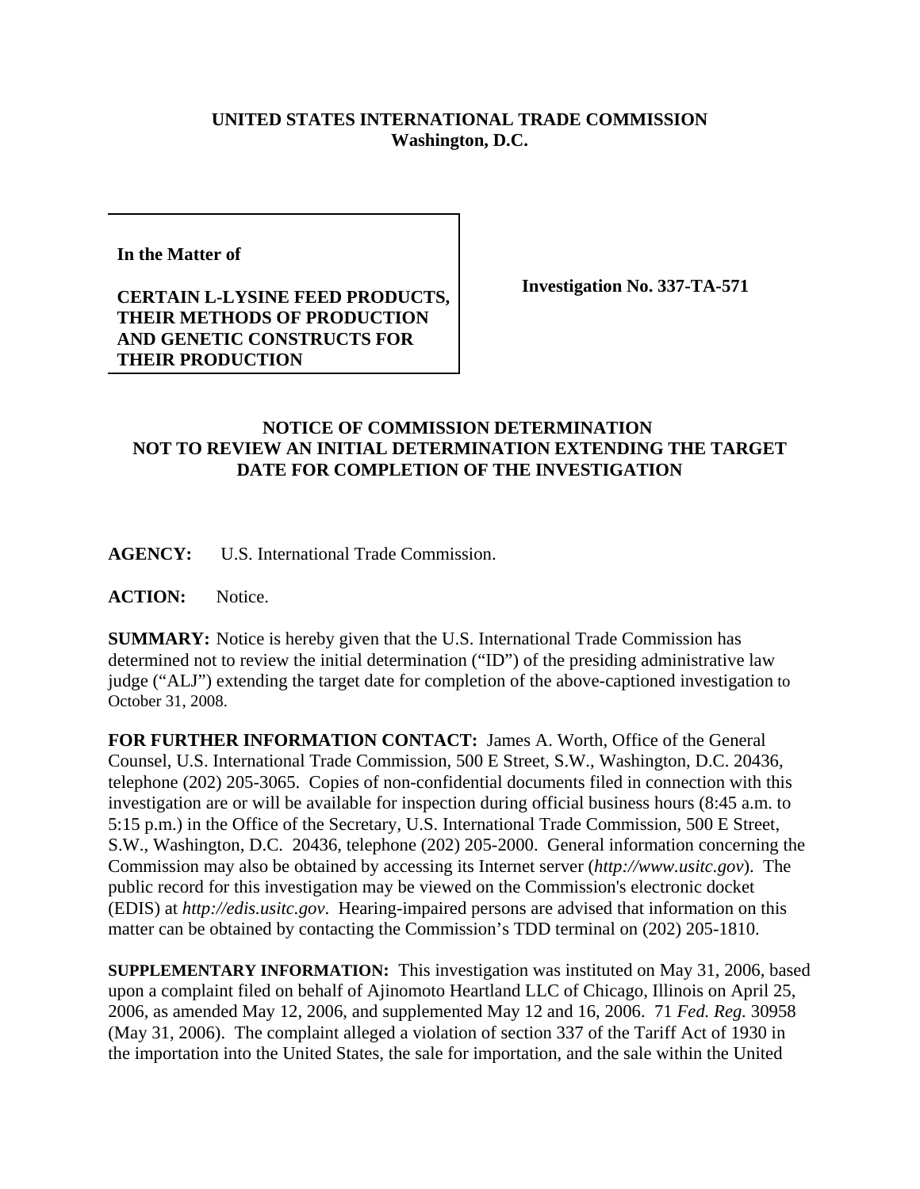**UNITED STATES INTERNATIONAL TRADE COMMISSION**
**Washington, D.C.**

**In the Matter of**

**CERTAIN L-LYSINE FEED PRODUCTS, THEIR METHODS OF PRODUCTION AND GENETIC CONSTRUCTS FOR THEIR PRODUCTION**

**Investigation No. 337-TA-571**

**NOTICE OF COMMISSION DETERMINATION NOT TO REVIEW AN INITIAL DETERMINATION EXTENDING THE TARGET DATE FOR COMPLETION OF THE INVESTIGATION**

**AGENCY:** U.S. International Trade Commission.

**ACTION:** Notice.

**SUMMARY:** Notice is hereby given that the U.S. International Trade Commission has determined not to review the initial determination ("ID") of the presiding administrative law judge ("ALJ") extending the target date for completion of the above-captioned investigation to October 31, 2008.

**FOR FURTHER INFORMATION CONTACT:** James A. Worth, Office of the General Counsel, U.S. International Trade Commission, 500 E Street, S.W., Washington, D.C. 20436, telephone (202) 205-3065. Copies of non-confidential documents filed in connection with this investigation are or will be available for inspection during official business hours (8:45 a.m. to 5:15 p.m.) in the Office of the Secretary, U.S. International Trade Commission, 500 E Street, S.W., Washington, D.C. 20436, telephone (202) 205-2000. General information concerning the Commission may also be obtained by accessing its Internet server (*http://www.usitc.gov*). The public record for this investigation may be viewed on the Commission's electronic docket (EDIS) at *http://edis.usitc.gov*. Hearing-impaired persons are advised that information on this matter can be obtained by contacting the Commission's TDD terminal on (202) 205-1810.

**SUPPLEMENTARY INFORMATION:** This investigation was instituted on May 31, 2006, based upon a complaint filed on behalf of Ajinomoto Heartland LLC of Chicago, Illinois on April 25, 2006, as amended May 12, 2006, and supplemented May 12 and 16, 2006. 71 *Fed. Reg.* 30958 (May 31, 2006). The complaint alleged a violation of section 337 of the Tariff Act of 1930 in the importation into the United States, the sale for importation, and the sale within the United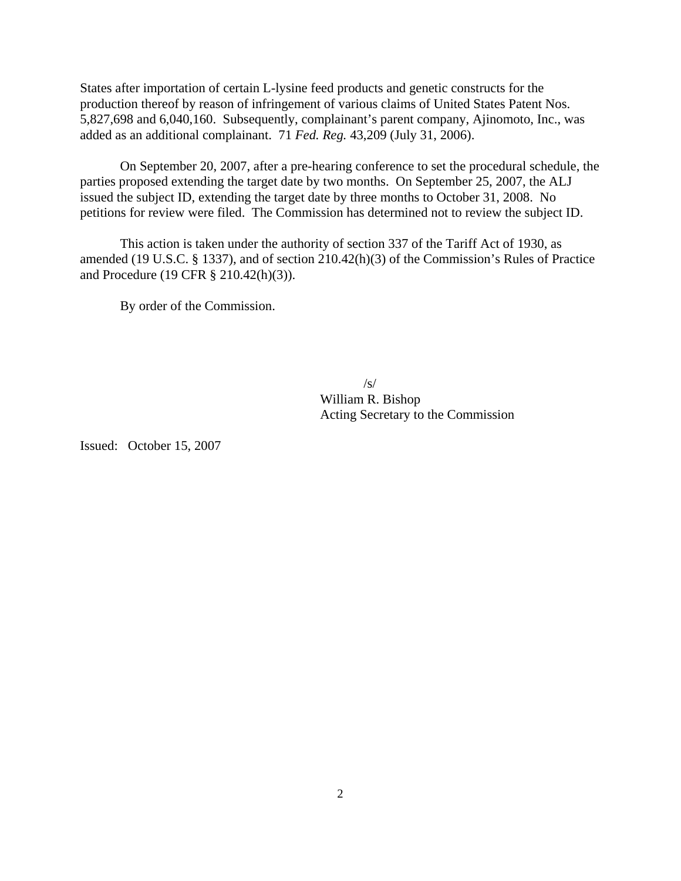States after importation of certain L-lysine feed products and genetic constructs for the production thereof by reason of infringement of various claims of United States Patent Nos. 5,827,698 and 6,040,160. Subsequently, complainant's parent company, Ajinomoto, Inc., was added as an additional complainant. 71 *Fed. Reg.* 43,209 (July 31, 2006).

On September 20, 2007, after a pre-hearing conference to set the procedural schedule, the parties proposed extending the target date by two months. On September 25, 2007, the ALJ issued the subject ID, extending the target date by three months to October 31, 2008. No petitions for review were filed. The Commission has determined not to review the subject ID.

This action is taken under the authority of section 337 of the Tariff Act of 1930, as amended (19 U.S.C. § 1337), and of section 210.42(h)(3) of the Commission's Rules of Practice and Procedure (19 CFR § 210.42(h)(3)).

By order of the Commission.

/s/
William R. Bishop
Acting Secretary to the Commission

Issued: October 15, 2007